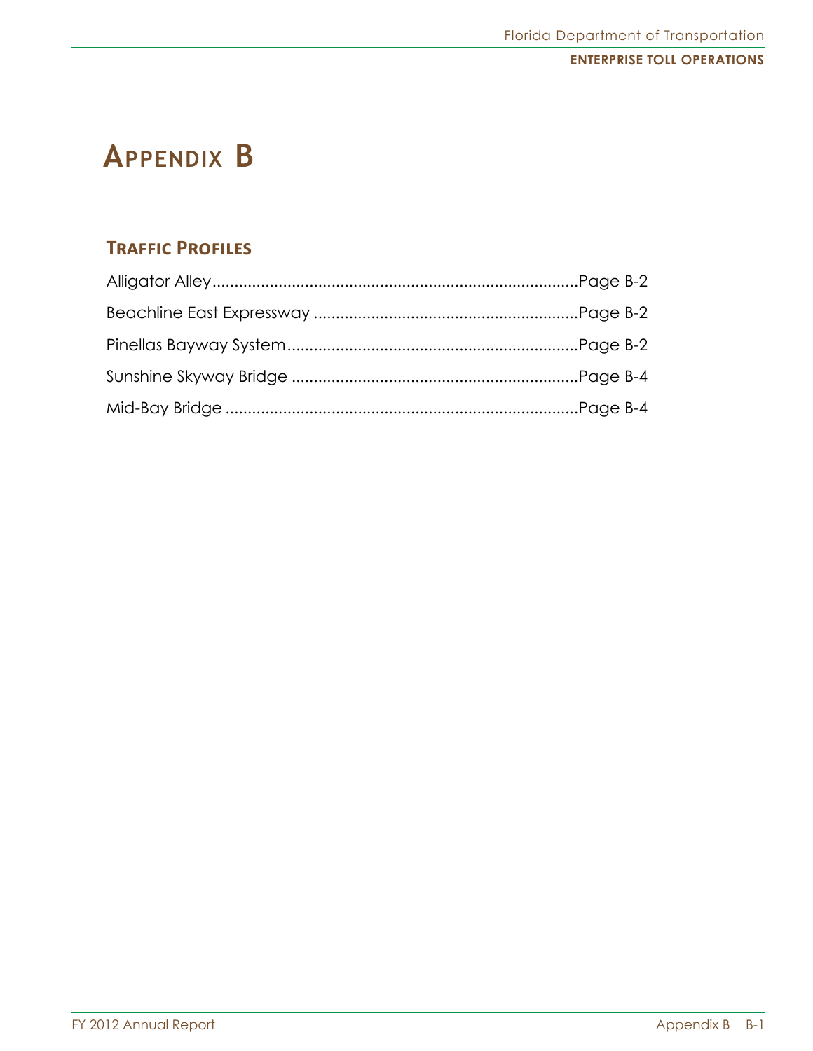# Appendix B

## Traffic Profiles

Alligator Alley....................................................................................Page B-2

Beachline East Expressway ............................................................Page B-2

Pinellas Bayway System..................................................................Page B-2

Sunshine Skyway Bridge .................................................................Page B-4

Mid-Bay Bridge ................................................................................Page B-4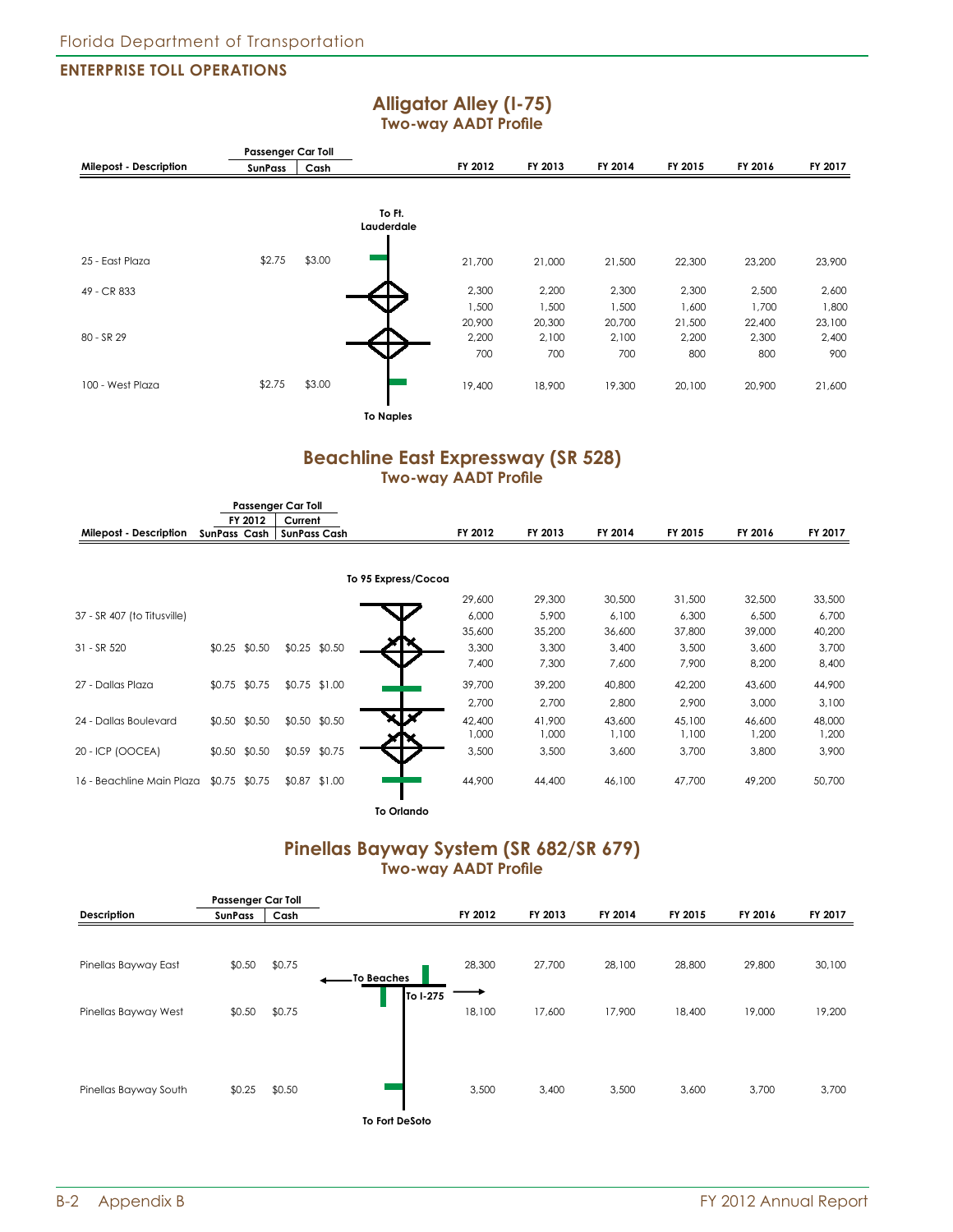## ENTERPRISE TOLL OPERATIONS

# Alligator Alley (I-75)

### Two-way AADT Profile

To Ft. Lauderdale

| Milepost - Description | Passenger Car Toll SunPass | Passenger Car Toll Cash | FY 2012 | FY 2013 | FY 2014 | FY 2015 | FY 2016 | FY 2017 |
|---|---|---|---|---|---|---|---|---|
| 25 - East Plaza | $2.75 | $3.00 | 21,700 | 21,000 | 21,500 | 22,300 | 23,200 | 23,900 |
| 49 - CR 833 | | | 2,300 | 2,200 | 2,300 | 2,300 | 2,500 | 2,600 |
| | | | 1,500 | 1,500 | 1,500 | 1,600 | 1,700 | 1,800 |
| | | | 20,900 | 20,300 | 20,700 | 21,500 | 22,400 | 23,100 |
| 80 - SR 29 | | | 2,200 | 2,100 | 2,100 | 2,200 | 2,300 | 2,400 |
| | | | 700 | 700 | 700 | 800 | 800 | 900 |
| 100 - West Plaza | $2.75 | $3.00 | 19,400 | 18,900 | 19,300 | 20,100 | 20,900 | 21,600 |

To Naples

# Beachline East Expressway (SR 528)

### Two-way AADT Profile

To 95 Express/Cocoa

| Milepost - Description | FY 2012 SunPass | FY 2012 Cash | Current SunPass | Current Cash | FY 2012 | FY 2013 | FY 2014 | FY 2015 | FY 2016 | FY 2017 |
|---|---|---|---|---|---|---|---|---|---|---|
| | | | | | 29,600 | 29,300 | 30,500 | 31,500 | 32,500 | 33,500 |
| 37 - SR 407 (to Titusville) | | | | | 6,000 | 5,900 | 6,100 | 6,300 | 6,500 | 6,700 |
| | | | | | 35,600 | 35,200 | 36,600 | 37,800 | 39,000 | 40,200 |
| 31 - SR 520 | $0.25 | $0.50 | $0.25 | $0.50 | 3,300 | 3,300 | 3,400 | 3,500 | 3,600 | 3,700 |
| | | | | | 7,400 | 7,300 | 7,600 | 7,900 | 8,200 | 8,400 |
| 27 - Dallas Plaza | $0.75 | $0.75 | $0.75 | $1.00 | 39,700 | 39,200 | 40,800 | 42,200 | 43,600 | 44,900 |
| | | | | | 2,700 | 2,700 | 2,800 | 2,900 | 3,000 | 3,100 |
| 24 - Dallas Boulevard | $0.50 | $0.50 | $0.50 | $0.50 | 42,400 | 41,900 | 43,600 | 45,100 | 46,600 | 48,000 |
| | | | | | 1,000 | 1,000 | 1,100 | 1,100 | 1,200 | 1,200 |
| 20 - ICP (OOCEA) | $0.50 | $0.50 | $0.59 | $0.75 | 3,500 | 3,500 | 3,600 | 3,700 | 3,800 | 3,900 |
| 16 - Beachline Main Plaza | $0.75 | $0.75 | $0.87 | $1.00 | 44,900 | 44,400 | 46,100 | 47,700 | 49,200 | 50,700 |

To Orlando

# Pinellas Bayway System (SR 682/SR 679)

### Two-way AADT Profile

To Beaches / To I-275

| Description | Passenger Car Toll SunPass | Passenger Car Toll Cash | FY 2012 | FY 2013 | FY 2014 | FY 2015 | FY 2016 | FY 2017 |
|---|---|---|---|---|---|---|---|---|
| Pinellas Bayway East | $0.50 | $0.75 | 28,300 | 27,700 | 28,100 | 28,800 | 29,800 | 30,100 |
| Pinellas Bayway West | $0.50 | $0.75 | 18,100 | 17,600 | 17,900 | 18,400 | 19,000 | 19,200 |
| Pinellas Bayway South | $0.25 | $0.50 | 3,500 | 3,400 | 3,500 | 3,600 | 3,700 | 3,700 |

To Fort DeSoto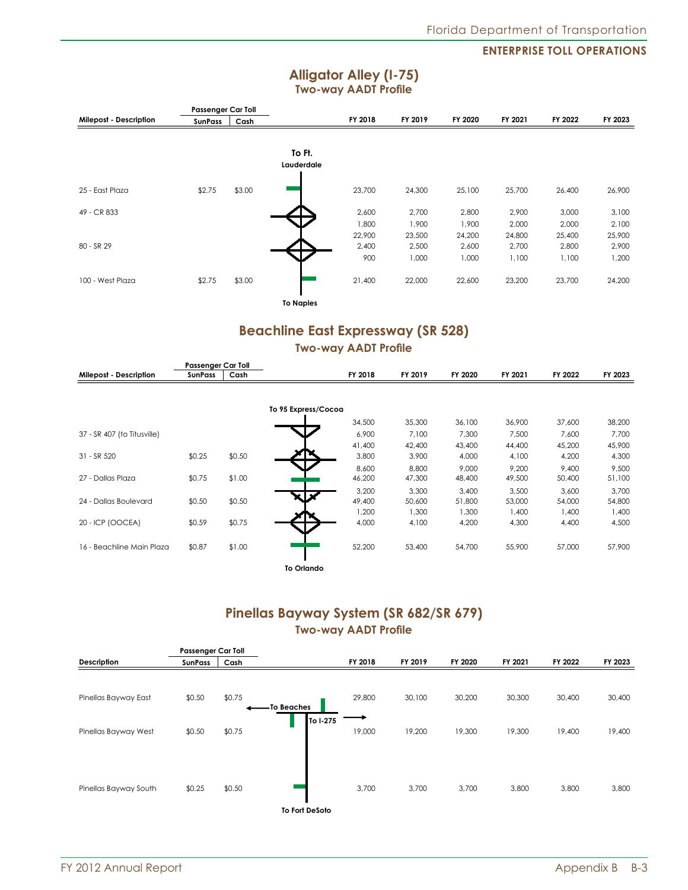## Alligator Alley (I-75)

### Two-way AADT Profile

| Milepost - Description | Passenger Car Toll SunPass | Passenger Car Toll Cash | | FY 2018 | FY 2019 | FY 2020 | FY 2021 | FY 2022 | FY 2023 |
|---|---|---|---|---|---|---|---|---|---|
| | | | To Ft. Lauderdale | | | | | | |
| 25 - East Plaza | $2.75 | $3.00 | | 23,700 | 24,300 | 25,100 | 25,700 | 26,400 | 26,900 |
| 49 - CR 833 | | | | 2,600 | 2,700 | 2,800 | 2,900 | 3,000 | 3,100 |
| | | | | 1,800 | 1,900 | 1,900 | 2,000 | 2,000 | 2,100 |
| | | | | 22,900 | 23,500 | 24,200 | 24,800 | 25,400 | 25,900 |
| 80 - SR 29 | | | | 2,400 | 2,500 | 2,600 | 2,700 | 2,800 | 2,900 |
| | | | | 900 | 1,000 | 1,000 | 1,100 | 1,100 | 1,200 |
| 100 - West Plaza | $2.75 | $3.00 | | 21,400 | 22,000 | 22,600 | 23,200 | 23,700 | 24,200 |
| | | | To Naples | | | | | | |

## Beachline East Expressway (SR 528)

### Two-way AADT Profile

| Milepost - Description | Passenger Car Toll SunPass | Passenger Car Toll Cash | | FY 2018 | FY 2019 | FY 2020 | FY 2021 | FY 2022 | FY 2023 |
|---|---|---|---|---|---|---|---|---|---|
| | | | To 95 Express/Cocoa | | | | | | |
| | | | | 34,500 | 35,300 | 36,100 | 36,900 | 37,600 | 38,200 |
| 37 - SR 407 (to Titusville) | | | | 6,900 | 7,100 | 7,300 | 7,500 | 7,600 | 7,700 |
| | | | | 41,400 | 42,400 | 43,400 | 44,400 | 45,200 | 45,900 |
| 31 - SR 520 | $0.25 | $0.50 | | 3,800 | 3,900 | 4,000 | 4,100 | 4,200 | 4,300 |
| | | | | 8,600 | 8,800 | 9,000 | 9,200 | 9,400 | 9,500 |
| 27 - Dallas Plaza | $0.75 | $1.00 | | 46,200 | 47,300 | 48,400 | 49,500 | 50,400 | 51,100 |
| | | | | 3,200 | 3,300 | 3,400 | 3,500 | 3,600 | 3,700 |
| 24 - Dallas Boulevard | $0.50 | $0.50 | | 49,400 | 50,600 | 51,800 | 53,000 | 54,000 | 54,800 |
| | | | | 1,200 | 1,300 | 1,300 | 1,400 | 1,400 | 1,400 |
| 20 - ICP (OOCEA) | $0.59 | $0.75 | | 4,000 | 4,100 | 4,200 | 4,300 | 4,400 | 4,500 |
| 16 - Beachline Main Plaza | $0.87 | $1.00 | | 52,200 | 53,400 | 54,700 | 55,900 | 57,000 | 57,900 |
| | | | To Orlando | | | | | | |

## Pinellas Bayway System (SR 682/SR 679)

### Two-way AADT Profile

| Description | Passenger Car Toll SunPass | Passenger Car Toll Cash | | FY 2018 | FY 2019 | FY 2020 | FY 2021 | FY 2022 | FY 2023 |
|---|---|---|---|---|---|---|---|---|---|
| Pinellas Bayway East | $0.50 | $0.75 | To Beaches / To I-275 | 29,800 | 30,100 | 30,200 | 30,300 | 30,400 | 30,400 |
| Pinellas Bayway West | $0.50 | $0.75 | | 19,000 | 19,200 | 19,300 | 19,300 | 19,400 | 19,400 |
| Pinellas Bayway South | $0.25 | $0.50 | | 3,700 | 3,700 | 3,700 | 3,800 | 3,800 | 3,800 |
| | | | To Fort DeSoto | | | | | | |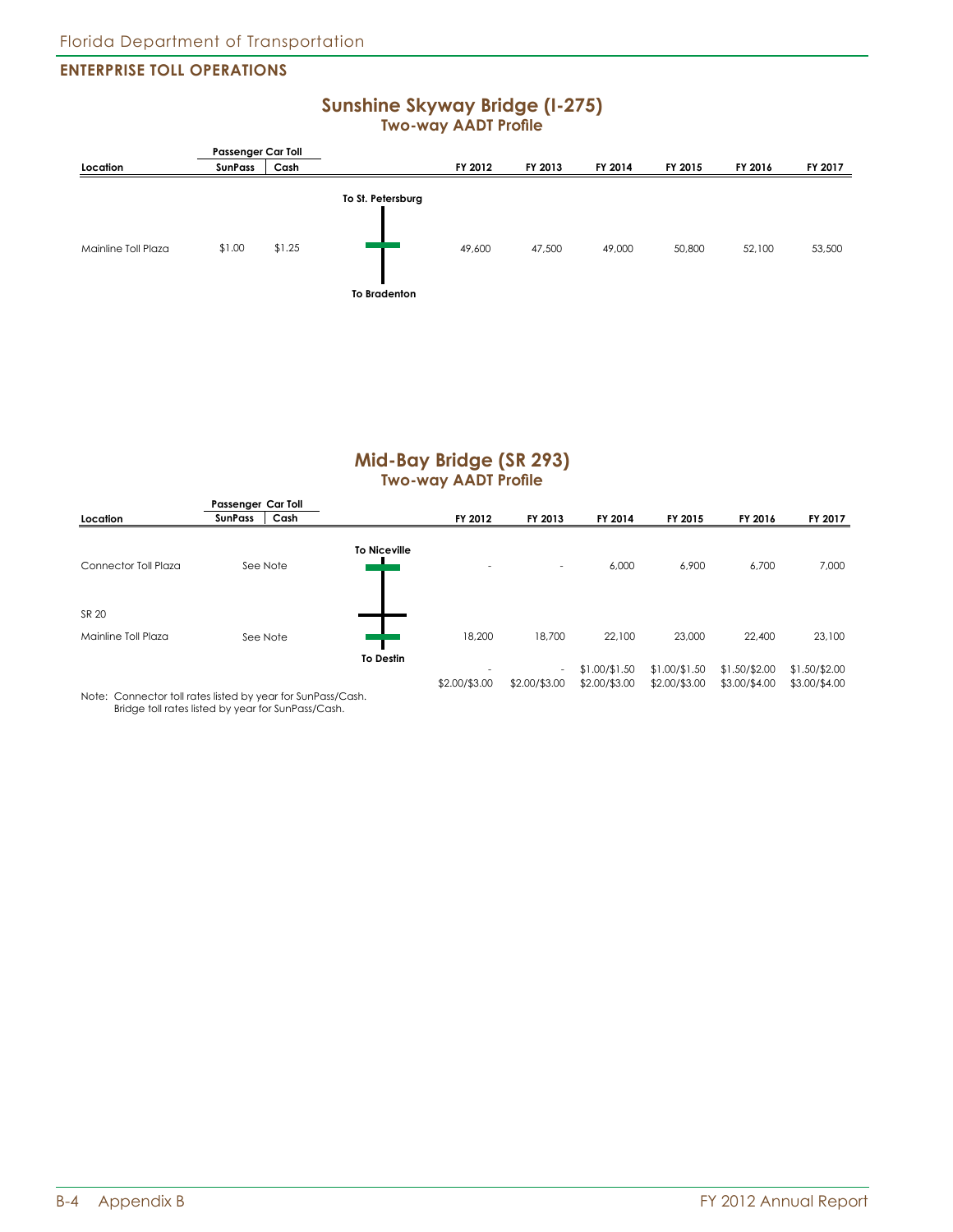## ENTERPRISE TOLL OPERATIONS

### Sunshine Skyway Bridge (I-275)
**Two-way AADT Profile**

| Location | Passenger Car Toll SunPass | Passenger Car Toll Cash | | FY 2012 | FY 2013 | FY 2014 | FY 2015 | FY 2016 | FY 2017 |
|---|---|---|---|---|---|---|---|---|---|
| | | | To St. Petersburg | | | | | | |
| Mainline Toll Plaza | $1.00 | $1.25 | | 49,600 | 47,500 | 49,000 | 50,800 | 52,100 | 53,500 |
| | | | To Bradenton | | | | | | |

### Mid-Bay Bridge (SR 293)
**Two-way AADT Profile**

| Location | Passenger Car Toll SunPass | Passenger Car Toll Cash | | FY 2012 | FY 2013 | FY 2014 | FY 2015 | FY 2016 | FY 2017 |
|---|---|---|---|---|---|---|---|---|---|
| | | | To Niceville | | | | | | |
| Connector Toll Plaza | See Note | | | - | - | 6,000 | 6,900 | 6,700 | 7,000 |
| SR 20 | | | | | | | | | |
| Mainline Toll Plaza | See Note | | | 18,200 | 18,700 | 22,100 | 23,000 | 22,400 | 23,100 |
| | | | To Destin | - | - | $1.00/$1.50 | $1.00/$1.50 | $1.50/$2.00 | $1.50/$2.00 |
| | | | | $2.00/$3.00 | $2.00/$3.00 | $2.00/$3.00 | $2.00/$3.00 | $3.00/$4.00 | $3.00/$4.00 |

Note: Connector toll rates listed by year for SunPass/Cash.
Bridge toll rates listed by year for SunPass/Cash.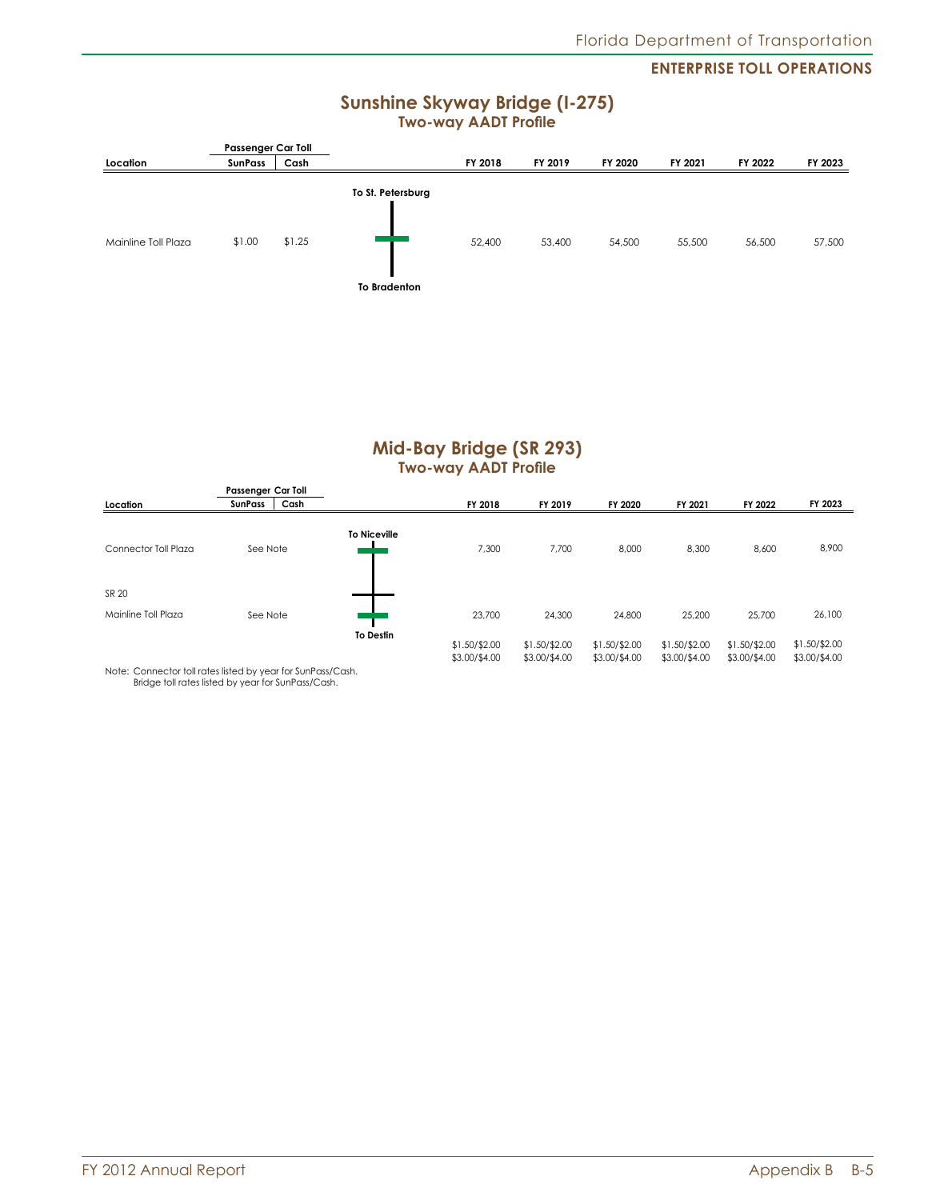## Sunshine Skyway Bridge (I-275)

### Two-way AADT Profile

| Location | Passenger Car Toll | | | FY 2018 | FY 2019 | FY 2020 | FY 2021 | FY 2022 | FY 2023 |
|---|---|---|---|---|---|---|---|---|---|
| | SunPass | Cash | | | | | | | |
| | | | To St. Petersburg | | | | | | |
| Mainline Toll Plaza | $1.00 | $1.25 | | 52,400 | 53,400 | 54,500 | 55,500 | 56,500 | 57,500 |
| | | | To Bradenton | | | | | | |

## Mid-Bay Bridge (SR 293)

### Two-way AADT Profile

| Location | Passenger Car Toll | | | FY 2018 | FY 2019 | FY 2020 | FY 2021 | FY 2022 | FY 2023 |
|---|---|---|---|---|---|---|---|---|---|
| | SunPass | Cash | | | | | | | |
| | | | To Niceville | | | | | | |
| Connector Toll Plaza | See Note | | | 7,300 | 7,700 | 8,000 | 8,300 | 8,600 | 8,900 |
| SR 20 | | | | | | | | | |
| Mainline Toll Plaza | See Note | | | 23,700 | 24,300 | 24,800 | 25,200 | 25,700 | 26,100 |
| | | | To Destin | $1.50/$2.00 | $1.50/$2.00 | $1.50/$2.00 | $1.50/$2.00 | $1.50/$2.00 | $1.50/$2.00 |
| | | | | $3.00/$4.00 | $3.00/$4.00 | $3.00/$4.00 | $3.00/$4.00 | $3.00/$4.00 | $3.00/$4.00 |

Note: Connector toll rates listed by year for SunPass/Cash.
Bridge toll rates listed by year for SunPass/Cash.